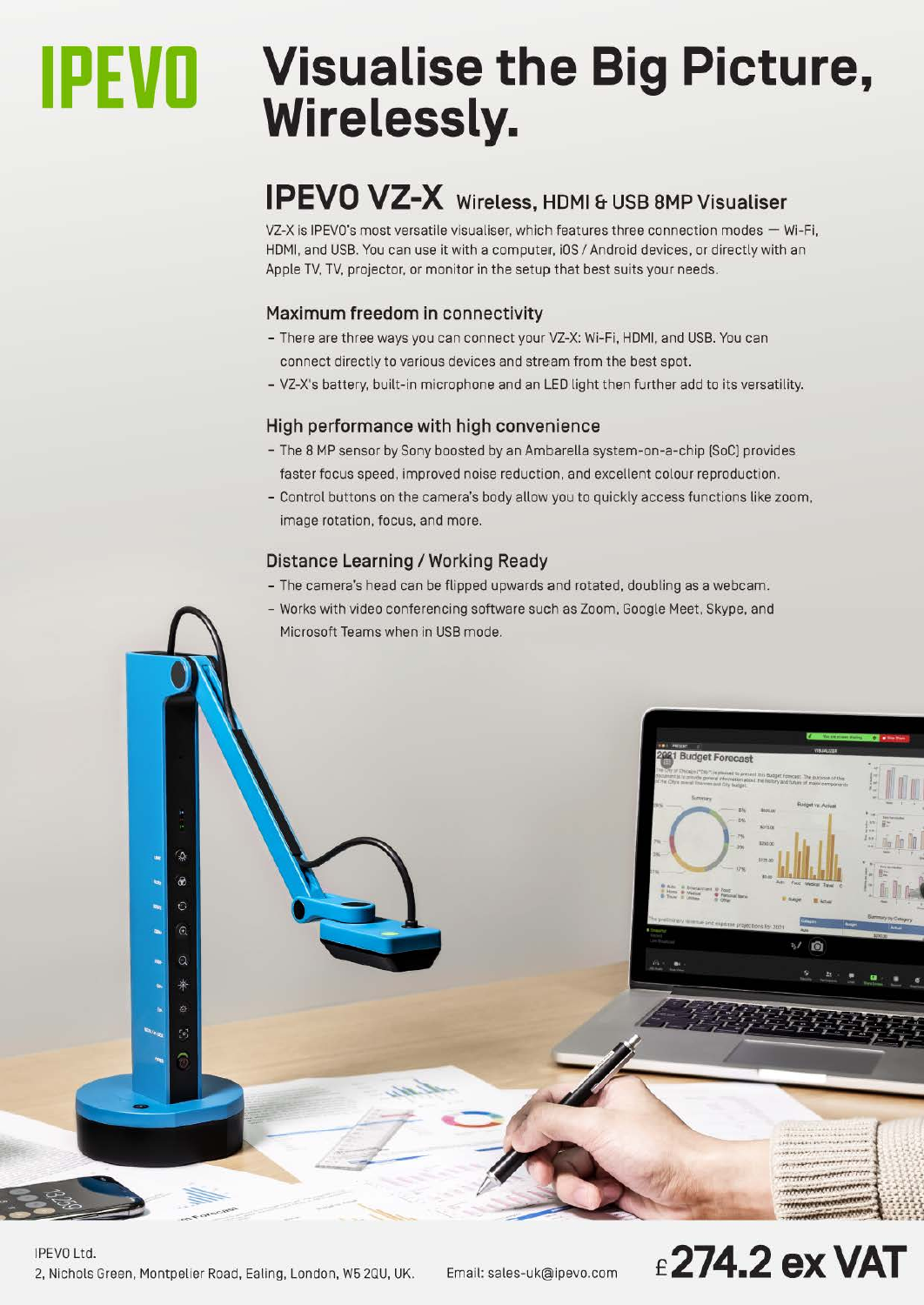# IPEVO

# Visualise the Big Picture, Wirelessly.

## IPEVO VZ-X Wireless, HDMI & USB 8MP Visualiser

VZ-X is IPEVO's most versatile visualiser, which features three connection modes — Wi-Fi, HDMI, and USB. You can use it with a computer, iOS / Android devices, or directly with an Apple TV, TV, projector, or monitor in the setup that best suits your needs.

### Maximum freedom in connectivity

- There are three ways you can connect your VZ-X: Wi-Fi, HDMI, and USB. You can connect directly to various devices and stream from the best spot.
- VZ-X's battery, built-in microphone and an LED light then further add to its versatility.

### High performance with high convenience

- The 8 MP sensor by Sony boosted by an Ambarella system-on-a-chip (SoC) provides faster focus speed, improved noise reduction, and excellent colour reproduction.
- Control buttons on the camera's body allow you to quickly access functions like zoom, image rotation, focus, and more.

### Distance Learning / Working Ready

- The camera's head can be flipped upwards and rotated, doubling as a webcam.
- Works with video conferencing software such as Zoom, Google Meet, Skype, and Microsoft Teams when in USB mode.

IPEVO Ltd.
2, Nichols Green, Montpelier Road, Ealing, London, W5 2QU, UK.

Email: sales-uk@ipevo.com

**£274.2 ex VAT**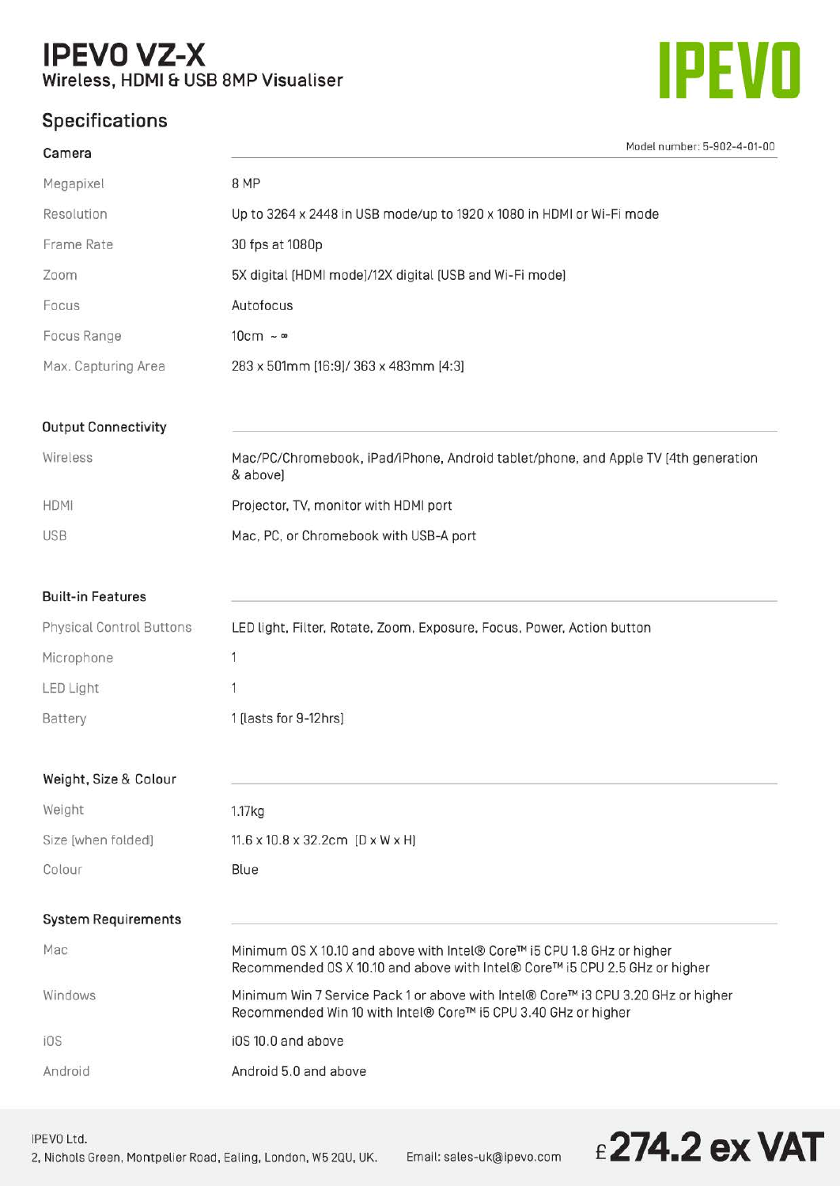# IPEVO VZ-X

Wireless, HDMI & USB 8MP Visualiser

IPEVO

## Specifications

Model number: 5-902-4-01-00

### Camera

| | |
|---|---|
| Megapixel | 8 MP |
| Resolution | Up to 3264 x 2448 in USB mode/up to 1920 x 1080 in HDMI or Wi-Fi mode |
| Frame Rate | 30 fps at 1080p |
| Zoom | 5X digital (HDMI mode)/12X digital (USB and Wi-Fi mode) |
| Focus | Autofocus |
| Focus Range | 10cm ~ ∞ |
| Max. Capturing Area | 283 x 501mm (16:9)/ 363 x 483mm (4:3) |

### Output Connectivity

| | |
|---|---|
| Wireless | Mac/PC/Chromebook, iPad/iPhone, Android tablet/phone, and Apple TV (4th generation & above) |
| HDMI | Projector, TV, monitor with HDMI port |
| USB | Mac, PC, or Chromebook with USB-A port |

### Built-in Features

| | |
|---|---|
| Physical Control Buttons | LED light, Filter, Rotate, Zoom, Exposure, Focus, Power, Action button |
| Microphone | 1 |
| LED Light | 1 |
| Battery | 1 (lasts for 9-12hrs) |

### Weight, Size & Colour

| | |
|---|---|
| Weight | 1.17kg |
| Size (when folded) | 11.6 x 10.8 x 32.2cm (D x W x H) |
| Colour | Blue |

### System Requirements

| | |
|---|---|
| Mac | Minimum OS X 10.10 and above with Intel® Core™ i5 CPU 1.8 GHz or higher<br>Recommended OS X 10.10 and above with Intel® Core™ i5 CPU 2.5 GHz or higher |
| Windows | Minimum Win 7 Service Pack 1 or above with Intel® Core™ i3 CPU 3.20 GHz or higher<br>Recommended Win 10 with Intel® Core™ i5 CPU 3.40 GHz or higher |
| iOS | iOS 10.0 and above |
| Android | Android 5.0 and above |

IPEVO Ltd.
2, Nichols Green, Montpelier Road, Ealing, London, W5 2QU, UK.

Email: sales-uk@ipevo.com

**£274.2 ex VAT**